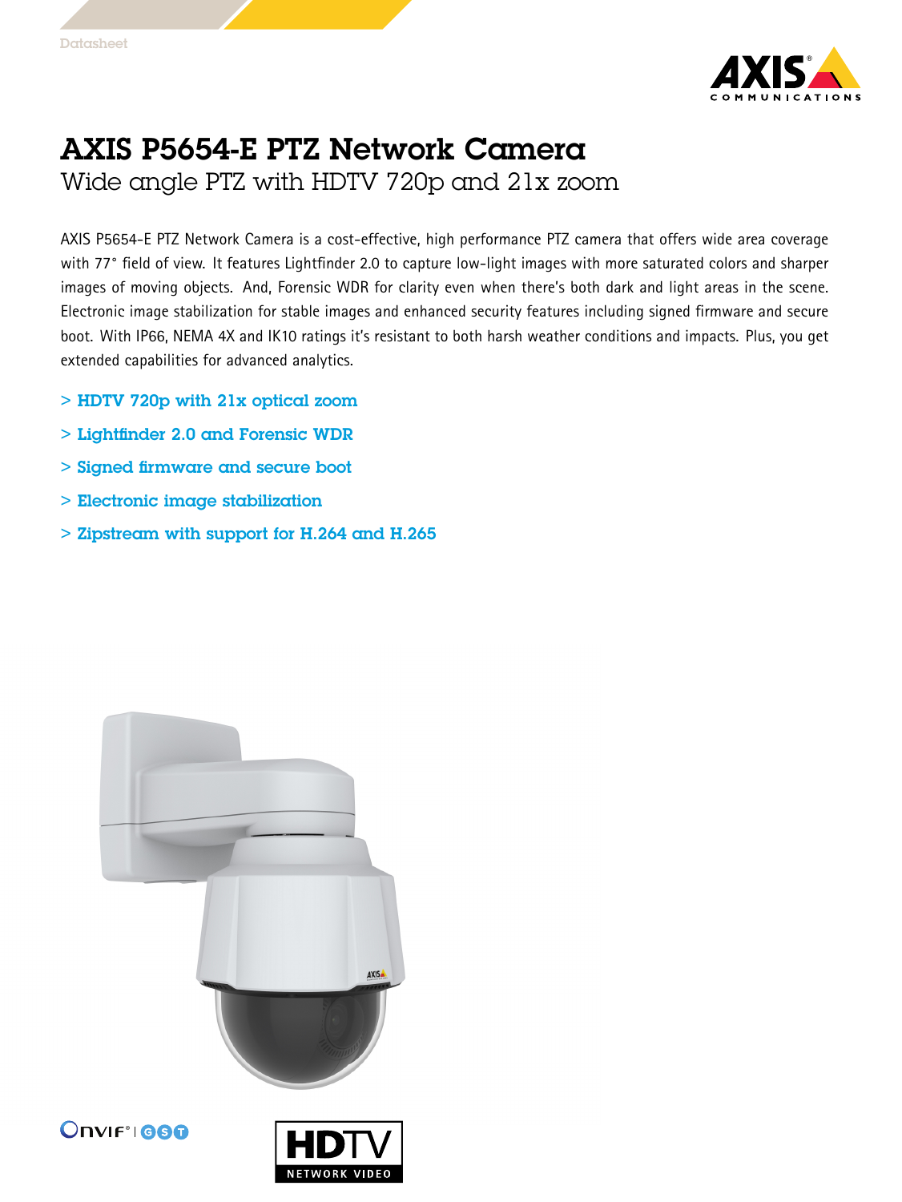Datasheet

# AXIS P5654-E PTZ Network Camera

## Wide angle PTZ with HDTV 720p and 21x zoom

AXIS P5654-E PTZ Network Camera is a cost-effective, high performance PTZ camera that offers wide area coverage with 77° field of view. It features Lightfinder 2.0 to capture low-light images with more saturated colors and sharper images of moving objects. And, Forensic WDR for clarity even when there's both dark and light areas in the scene. Electronic image stabilization for stable images and enhanced security features including signed firmware and secure boot. With IP66, NEMA 4X and IK10 ratings it's resistant to both harsh weather conditions and impacts. Plus, you get extended capabilities for advanced analytics.

> **HDTV 720p with 21x optical zoom**

> **Lightfinder 2.0 and Forensic WDR**

> **Signed firmware and secure boot**

> **Electronic image stabilization**

> **Zipstream with support for H.264 and H.265**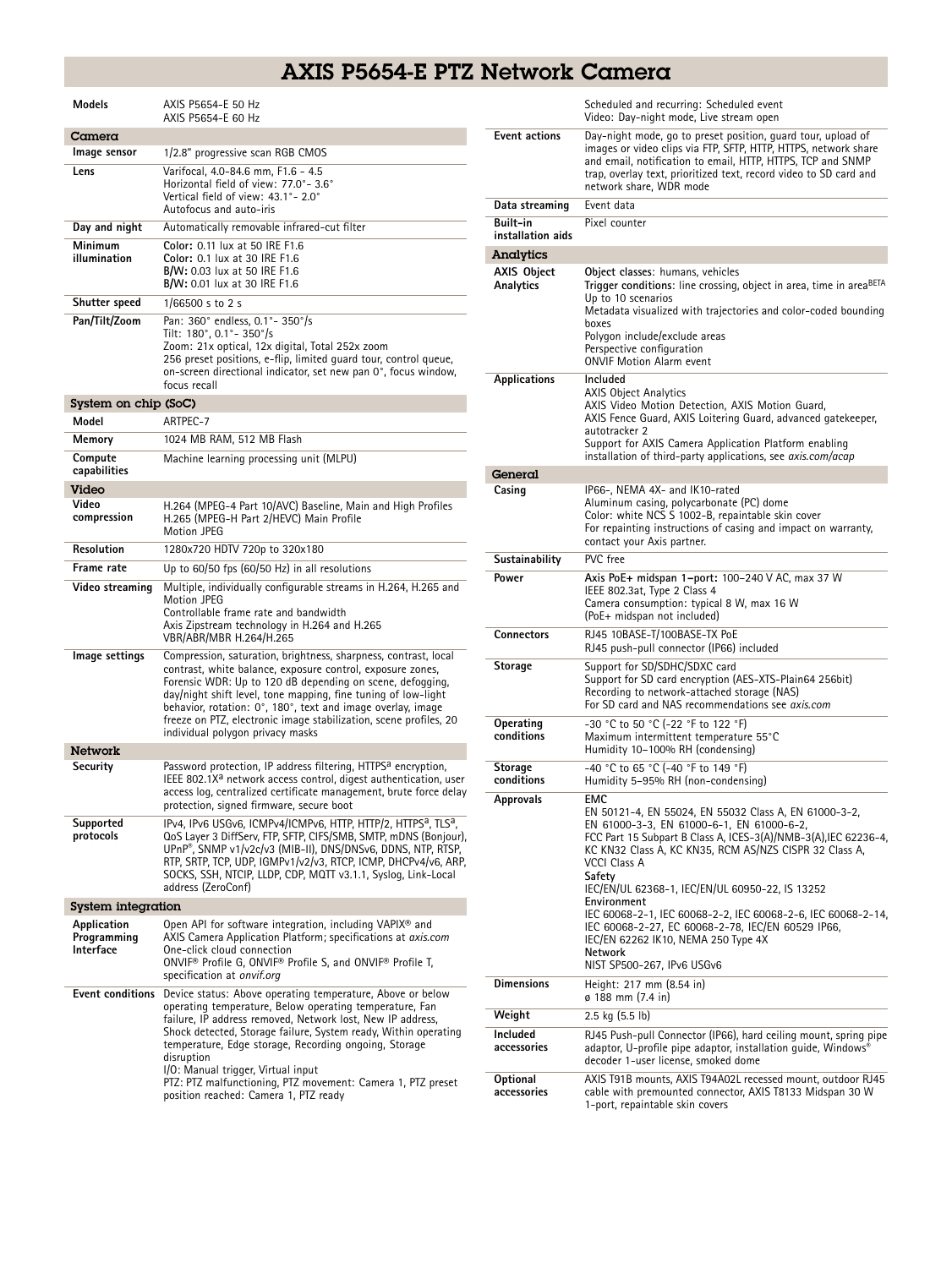# AXIS P5654-E PTZ Network Camera

| | |
|---|---|
| **Models** | AXIS P5654-E 50 Hz<br>AXIS P5654-E 60 Hz |

## Camera

| | |
|---|---|
| **Image sensor** | 1/2.8" progressive scan RGB CMOS |
| **Lens** | Varifocal, 4.0-84.6 mm, F1.6 - 4.5<br>Horizontal field of view: 77.0°- 3.6°<br>Vertical field of view: 43.1°- 2.0°<br>Autofocus and auto-iris |
| **Day and night** | Automatically removable infrared-cut filter |
| **Minimum illumination** | **Color:** 0.11 lux at 50 IRE F1.6<br>**Color:** 0.1 lux at 30 IRE F1.6<br>**B/W:** 0.03 lux at 50 IRE F1.6<br>**B/W:** 0.01 lux at 30 IRE F1.6 |
| **Shutter speed** | 1/66500 s to 2 s |
| **Pan/Tilt/Zoom** | Pan: 360° endless, 0.1°- 350°/s<br>Tilt: 180°, 0.1°- 350°/s<br>Zoom: 21x optical, 12x digital, Total 252x zoom<br>256 preset positions, e-flip, limited guard tour, control queue, on-screen directional indicator, set new pan 0°, focus window, focus recall |

## System on chip (SoC)

| | |
|---|---|
| **Model** | ARTPEC-7 |
| **Memory** | 1024 MB RAM, 512 MB Flash |
| **Compute capabilities** | Machine learning processing unit (MLPU) |

## Video

| | |
|---|---|
| **Video compression** | H.264 (MPEG-4 Part 10/AVC) Baseline, Main and High Profiles<br>H.265 (MPEG-H Part 2/HEVC) Main Profile<br>Motion JPEG |
| **Resolution** | 1280x720 HDTV 720p to 320x180 |
| **Frame rate** | Up to 60/50 fps (60/50 Hz) in all resolutions |
| **Video streaming** | Multiple, individually configurable streams in H.264, H.265 and Motion JPEG<br>Controllable frame rate and bandwidth<br>Axis Zipstream technology in H.264 and H.265<br>VBR/ABR/MBR H.264/H.265 |
| **Image settings** | Compression, saturation, brightness, sharpness, contrast, local contrast, white balance, exposure control, exposure zones, Forensic WDR: Up to 120 dB depending on scene, defogging, day/night shift level, tone mapping, fine tuning of low-light behavior, rotation: 0°, 180°, text and image overlay, image freeze on PTZ, electronic image stabilization, scene profiles, 20 individual polygon privacy masks |

## Network

| | |
|---|---|
| **Security** | Password protection, IP address filtering, HTTPS[a] encryption, IEEE 802.1X[a] network access control, digest authentication, user access log, centralized certificate management, brute force delay protection, signed firmware, secure boot |
| **Supported protocols** | IPv4, IPv6 USGv6, ICMPv4/ICMPv6, HTTP, HTTP/2, HTTPS[a], TLS[a], QoS Layer 3 DiffServ, FTP, SFTP, CIFS/SMB, SMTP, mDNS (Bonjour), UPnP®, SNMP v1/v2c/v3 (MIB-II), DNS/DNSv6, DDNS, NTP, RTSP, RTP, SRTP, TCP, UDP, IGMPv1/v2/v3, RTCP, ICMP, DHCPv4/v6, ARP, SOCKS, SSH, NTCIP, LLDP, CDP, MQTT v3.1.1, Syslog, Link-Local address (ZeroConf) |

## System integration

| | |
|---|---|
| **Application Programming Interface** | Open API for software integration, including VAPIX® and AXIS Camera Application Platform; specifications at *axis.com*<br>One-click cloud connection<br>ONVIF® Profile G, ONVIF® Profile S, and ONVIF® Profile T, specification at *onvif.org* |
| **Event conditions** | Device status: Above operating temperature, Above or below operating temperature, Below operating temperature, Fan failure, IP address removed, Network lost, New IP address, Shock detected, Storage failure, System ready, Within operating temperature, Edge storage, Recording ongoing, Storage disruption<br>I/O: Manual trigger, Virtual input<br>PTZ: PTZ malfunctioning, PTZ movement: Camera 1, PTZ preset position reached: Camera 1, PTZ ready<br>Scheduled and recurring: Scheduled event<br>Video: Day-night mode, Live stream open |
| **Event actions** | Day-night mode, go to preset position, guard tour, upload of images or video clips via FTP, SFTP, HTTP, HTTPS, network share and email, notification to email, HTTP, HTTPS, TCP and SNMP trap, overlay text, prioritized text, record video to SD card and network share, WDR mode |
| **Data streaming** | Event data |
| **Built-in installation aids** | Pixel counter |

## Analytics

| | |
|---|---|
| **AXIS Object Analytics** | **Object classes**: humans, vehicles<br>**Trigger conditions**: line crossing, object in area, time in area[BETA]<br>Up to 10 scenarios<br>Metadata visualized with trajectories and color-coded bounding boxes<br>Polygon include/exclude areas<br>Perspective configuration<br>ONVIF Motion Alarm event |
| **Applications** | Included<br>AXIS Object Analytics<br>AXIS Video Motion Detection, AXIS Motion Guard, AXIS Fence Guard, AXIS Loitering Guard, advanced gatekeeper, autotracker 2<br>Support for AXIS Camera Application Platform enabling installation of third-party applications, see *axis.com/acap* |

## General

| | |
|---|---|
| **Casing** | IP66-, NEMA 4X- and IK10-rated<br>Aluminum casing, polycarbonate (PC) dome<br>Color: white NCS S 1002-B, repaintable skin cover<br>For repainting instructions of casing and impact on warranty, contact your Axis partner. |
| **Sustainability** | PVC free |
| **Power** | **Axis PoE+ midspan 1-port:** 100–240 V AC, max 37 W<br>IEEE 802.3at, Type 2 Class 4<br>Camera consumption: typical 8 W, max 16 W<br>(PoE+ midspan not included) |
| **Connectors** | RJ45 10BASE-T/100BASE-TX PoE<br>RJ45 push-pull connector (IP66) included |
| **Storage** | Support for SD/SDHC/SDXC card<br>Support for SD card encryption (AES-XTS-Plain64 256bit)<br>Recording to network-attached storage (NAS)<br>For SD card and NAS recommendations see *axis.com* |
| **Operating conditions** | -30 °C to 50 °C (-22 °F to 122 °F)<br>Maximum intermittent temperature 55°C<br>Humidity 10–100% RH (condensing) |
| **Storage conditions** | -40 °C to 65 °C (-40 °F to 149 °F)<br>Humidity 5–95% RH (non-condensing) |
| **Approvals** | **EMC**<br>EN 50121-4, EN 55024, EN 55032 Class A, EN 61000-3-2, EN 61000-3-3, EN 61000-6-1, EN 61000-6-2, FCC Part 15 Subpart B Class A, ICES-3(A)/NMB-3(A),IEC 62236-4, KC KN32 Class A, KC KN35, RCM AS/NZS CISPR 32 Class A, VCCI Class A<br>**Safety**<br>IEC/EN/UL 62368-1, IEC/EN/UL 60950-22, IS 13252<br>**Environment**<br>IEC 60068-2-1, IEC 60068-2-2, IEC 60068-2-6, IEC 60068-2-14, IEC 60068-2-27, EC 60068-2-78, IEC/EN 60529 IP66, IEC/EN 62262 IK10, NEMA 250 Type 4X<br>**Network**<br>NIST SP500-267, IPv6 USGv6 |
| **Dimensions** | Height: 217 mm (8.54 in)<br>ø 188 mm (7.4 in) |
| **Weight** | 2.5 kg (5.5 lb) |
| **Included accessories** | RJ45 Push-pull Connector (IP66), hard ceiling mount, spring pipe adaptor, U-profile pipe adaptor, installation guide, Windows® decoder 1-user license, smoked dome |
| **Optional accessories** | AXIS T91B mounts, AXIS T94A02L recessed mount, outdoor RJ45 cable with premounted connector, AXIS T8133 Midspan 30 W 1-port, repaintable skin covers |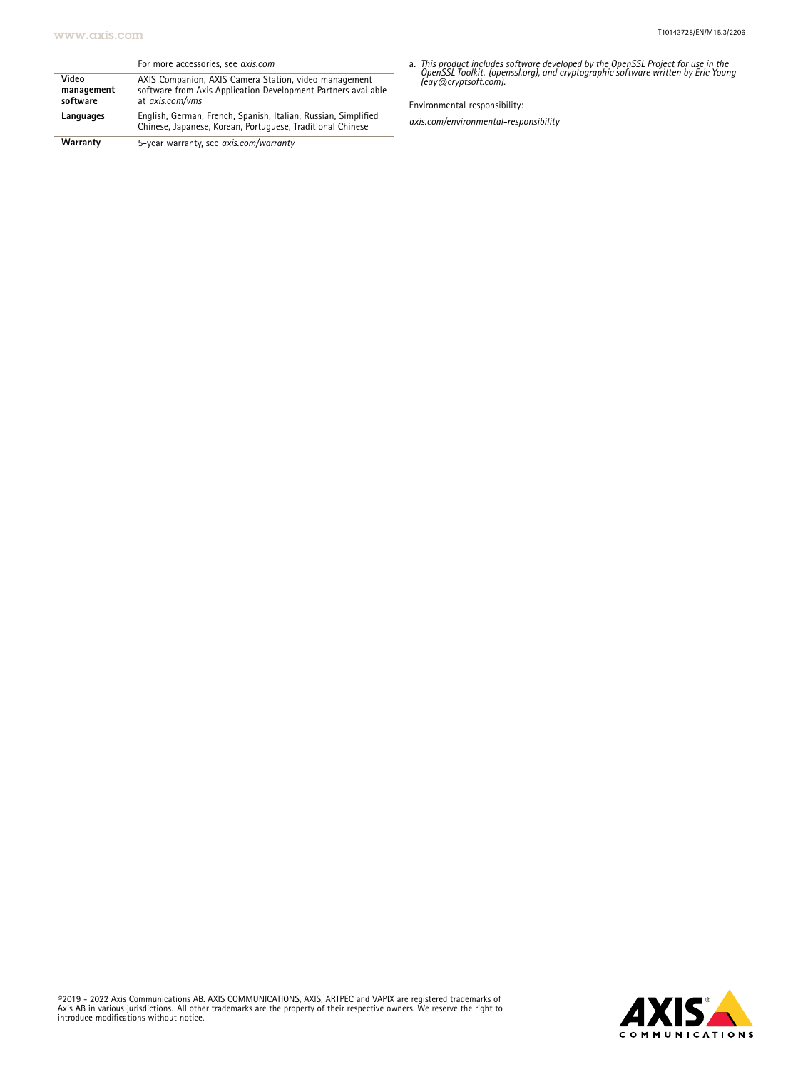| | |
|---|---|
| | For more accessories, see *axis.com* |
| **Video management software** | AXIS Companion, AXIS Camera Station, video management software from Axis Application Development Partners available at *axis.com/vms* |
| **Languages** | English, German, French, Spanish, Italian, Russian, Simplified Chinese, Japanese, Korean, Portuguese, Traditional Chinese |
| **Warranty** | 5-year warranty, see *axis.com/warranty* |

a. *This product includes software developed by the OpenSSL Project for use in the OpenSSL Toolkit. (openssl.org), and cryptographic software written by Eric Young (eay@cryptsoft.com).*

Environmental responsibility:

*axis.com/environmental-responsibility*

©2019 - 2022 Axis Communications AB. AXIS COMMUNICATIONS, AXIS, ARTPEC and VAPIX are registered trademarks of Axis AB in various jurisdictions. All other trademarks are the property of their respective owners. We reserve the right to introduce modifications without notice.